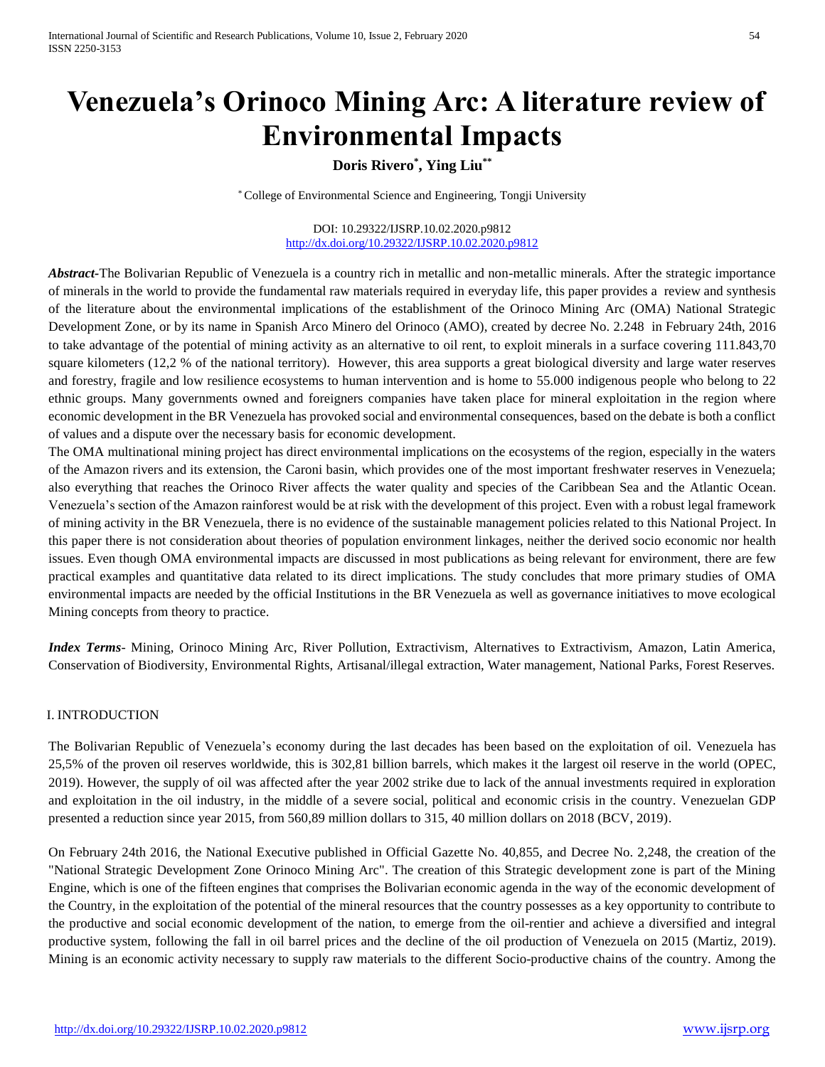# Venezuela's Orinoco Mining Arc: A literature review of Environmental Impacts

**Doris Rivero[*], Ying Liu[**]**

[*] College of Environmental Science and Engineering, Tongji University

DOI: 10.29322/IJSRP.10.02.2020.p9812
http://dx.doi.org/10.29322/IJSRP.10.02.2020.p9812

***Abstract***-The Bolivarian Republic of Venezuela is a country rich in metallic and non-metallic minerals. After the strategic importance of minerals in the world to provide the fundamental raw materials required in everyday life, this paper provides a review and synthesis of the literature about the environmental implications of the establishment of the Orinoco Mining Arc (OMA) National Strategic Development Zone, or by its name in Spanish Arco Minero del Orinoco (AMO), created by decree No. 2.248 in February 24th, 2016 to take advantage of the potential of mining activity as an alternative to oil rent, to exploit minerals in a surface covering 111.843,70 square kilometers (12,2 % of the national territory). However, this area supports a great biological diversity and large water reserves and forestry, fragile and low resilience ecosystems to human intervention and is home to 55.000 indigenous people who belong to 22 ethnic groups. Many governments owned and foreigners companies have taken place for mineral exploitation in the region where economic development in the BR Venezuela has provoked social and environmental consequences, based on the debate is both a conflict of values and a dispute over the necessary basis for economic development.

The OMA multinational mining project has direct environmental implications on the ecosystems of the region, especially in the waters of the Amazon rivers and its extension, the Caroni basin, which provides one of the most important freshwater reserves in Venezuela; also everything that reaches the Orinoco River affects the water quality and species of the Caribbean Sea and the Atlantic Ocean. Venezuela's section of the Amazon rainforest would be at risk with the development of this project. Even with a robust legal framework of mining activity in the BR Venezuela, there is no evidence of the sustainable management policies related to this National Project. In this paper there is not consideration about theories of population environment linkages, neither the derived socio economic nor health issues. Even though OMA environmental impacts are discussed in most publications as being relevant for environment, there are few practical examples and quantitative data related to its direct implications. The study concludes that more primary studies of OMA environmental impacts are needed by the official Institutions in the BR Venezuela as well as governance initiatives to move ecological Mining concepts from theory to practice.

***Index Terms***- Mining, Orinoco Mining Arc, River Pollution, Extractivism, Alternatives to Extractivism, Amazon, Latin America, Conservation of Biodiversity, Environmental Rights, Artisanal/illegal extraction, Water management, National Parks, Forest Reserves.

## I. INTRODUCTION

The Bolivarian Republic of Venezuela's economy during the last decades has been based on the exploitation of oil. Venezuela has 25,5% of the proven oil reserves worldwide, this is 302,81 billion barrels, which makes it the largest oil reserve in the world (OPEC, 2019). However, the supply of oil was affected after the year 2002 strike due to lack of the annual investments required in exploration and exploitation in the oil industry, in the middle of a severe social, political and economic crisis in the country. Venezuelan GDP presented a reduction since year 2015, from 560,89 million dollars to 315, 40 million dollars on 2018 (BCV, 2019).

On February 24th 2016, the National Executive published in Official Gazette No. 40,855, and Decree No. 2,248, the creation of the "National Strategic Development Zone Orinoco Mining Arc". The creation of this Strategic development zone is part of the Mining Engine, which is one of the fifteen engines that comprises the Bolivarian economic agenda in the way of the economic development of the Country, in the exploitation of the potential of the mineral resources that the country possesses as a key opportunity to contribute to the productive and social economic development of the nation, to emerge from the oil-rentier and achieve a diversified and integral productive system, following the fall in oil barrel prices and the decline of the oil production of Venezuela on 2015 (Martiz, 2019). Mining is an economic activity necessary to supply raw materials to the different Socio-productive chains of the country. Among the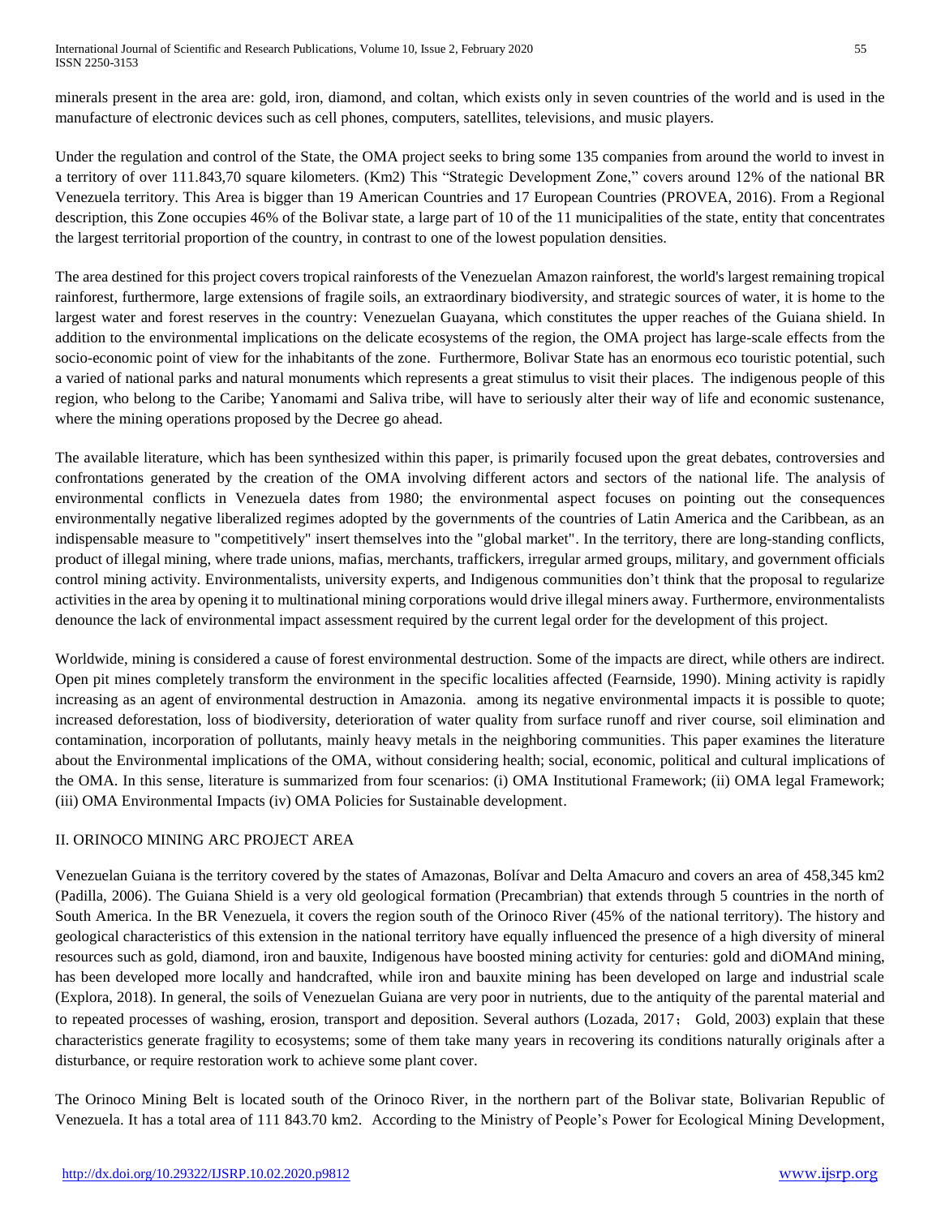minerals present in the area are: gold, iron, diamond, and coltan, which exists only in seven countries of the world and is used in the manufacture of electronic devices such as cell phones, computers, satellites, televisions, and music players.

Under the regulation and control of the State, the OMA project seeks to bring some 135 companies from around the world to invest in a territory of over 111.843,70 square kilometers. (Km2) This "Strategic Development Zone," covers around 12% of the national BR Venezuela territory. This Area is bigger than 19 American Countries and 17 European Countries (PROVEA, 2016). From a Regional description, this Zone occupies 46% of the Bolivar state, a large part of 10 of the 11 municipalities of the state, entity that concentrates the largest territorial proportion of the country, in contrast to one of the lowest population densities.

The area destined for this project covers tropical rainforests of the Venezuelan Amazon rainforest, the world's largest remaining tropical rainforest, furthermore, large extensions of fragile soils, an extraordinary biodiversity, and strategic sources of water, it is home to the largest water and forest reserves in the country: Venezuelan Guayana, which constitutes the upper reaches of the Guiana shield. In addition to the environmental implications on the delicate ecosystems of the region, the OMA project has large-scale effects from the socio-economic point of view for the inhabitants of the zone. Furthermore, Bolivar State has an enormous eco touristic potential, such a varied of national parks and natural monuments which represents a great stimulus to visit their places. The indigenous people of this region, who belong to the Caribe; Yanomami and Saliva tribe, will have to seriously alter their way of life and economic sustenance, where the mining operations proposed by the Decree go ahead.

The available literature, which has been synthesized within this paper, is primarily focused upon the great debates, controversies and confrontations generated by the creation of the OMA involving different actors and sectors of the national life. The analysis of environmental conflicts in Venezuela dates from 1980; the environmental aspect focuses on pointing out the consequences environmentally negative liberalized regimes adopted by the governments of the countries of Latin America and the Caribbean, as an indispensable measure to "competitively" insert themselves into the "global market". In the territory, there are long-standing conflicts, product of illegal mining, where trade unions, mafias, merchants, traffickers, irregular armed groups, military, and government officials control mining activity. Environmentalists, university experts, and Indigenous communities don't think that the proposal to regularize activities in the area by opening it to multinational mining corporations would drive illegal miners away. Furthermore, environmentalists denounce the lack of environmental impact assessment required by the current legal order for the development of this project.

Worldwide, mining is considered a cause of forest environmental destruction. Some of the impacts are direct, while others are indirect. Open pit mines completely transform the environment in the specific localities affected (Fearnside, 1990). Mining activity is rapidly increasing as an agent of environmental destruction in Amazonia. among its negative environmental impacts it is possible to quote; increased deforestation, loss of biodiversity, deterioration of water quality from surface runoff and river course, soil elimination and contamination, incorporation of pollutants, mainly heavy metals in the neighboring communities. This paper examines the literature about the Environmental implications of the OMA, without considering health; social, economic, political and cultural implications of the OMA. In this sense, literature is summarized from four scenarios: (i) OMA Institutional Framework; (ii) OMA legal Framework; (iii) OMA Environmental Impacts (iv) OMA Policies for Sustainable development.

## II. ORINOCO MINING ARC PROJECT AREA

Venezuelan Guiana is the territory covered by the states of Amazonas, Bolívar and Delta Amacuro and covers an area of 458,345 km2 (Padilla, 2006). The Guiana Shield is a very old geological formation (Precambrian) that extends through 5 countries in the north of South America. In the BR Venezuela, it covers the region south of the Orinoco River (45% of the national territory). The history and geological characteristics of this extension in the national territory have equally influenced the presence of a high diversity of mineral resources such as gold, diamond, iron and bauxite, Indigenous have boosted mining activity for centuries: gold and diOMAnd mining, has been developed more locally and handcrafted, while iron and bauxite mining has been developed on large and industrial scale (Explora, 2018). In general, the soils of Venezuelan Guiana are very poor in nutrients, due to the antiquity of the parental material and to repeated processes of washing, erosion, transport and deposition. Several authors (Lozada, 2017; Gold, 2003) explain that these characteristics generate fragility to ecosystems; some of them take many years in recovering its conditions naturally originals after a disturbance, or require restoration work to achieve some plant cover.

The Orinoco Mining Belt is located south of the Orinoco River, in the northern part of the Bolivar state, Bolivarian Republic of Venezuela. It has a total area of 111 843.70 km2. According to the Ministry of People's Power for Ecological Mining Development,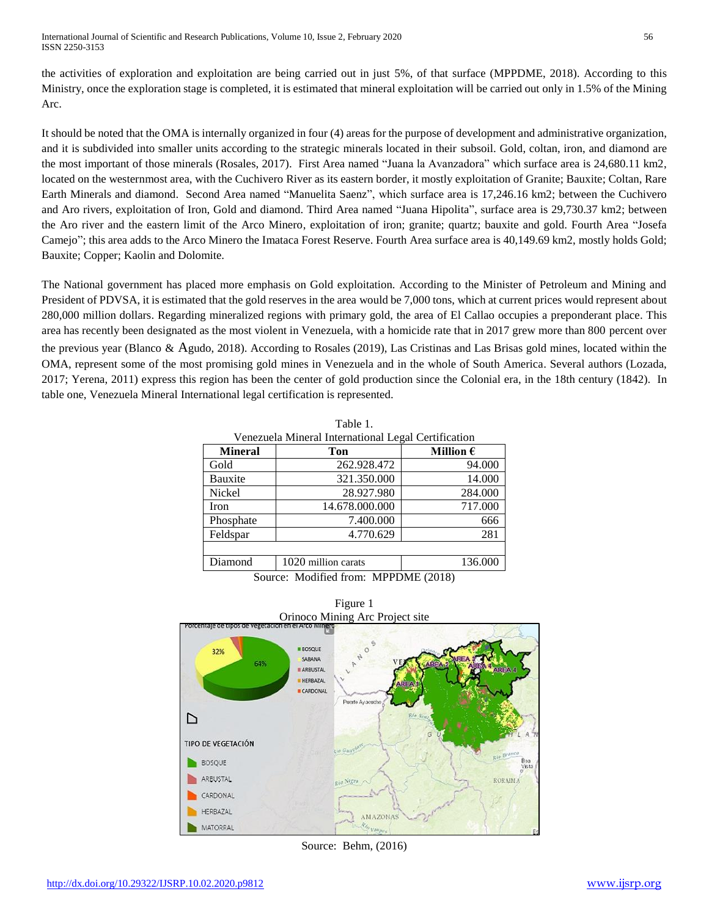the activities of exploration and exploitation are being carried out in just 5%, of that surface (MPPDME, 2018). According to this Ministry, once the exploration stage is completed, it is estimated that mineral exploitation will be carried out only in 1.5% of the Mining Arc.

It should be noted that the OMA is internally organized in four (4) areas for the purpose of development and administrative organization, and it is subdivided into smaller units according to the strategic minerals located in their subsoil. Gold, coltan, iron, and diamond are the most important of those minerals (Rosales, 2017). First Area named "Juana la Avanzadora" which surface area is 24,680.11 km2, located on the westernmost area, with the Cuchivero River as its eastern border, it mostly exploitation of Granite; Bauxite; Coltan, Rare Earth Minerals and diamond. Second Area named "Manuelita Saenz", which surface area is 17,246.16 km2; between the Cuchivero and Aro rivers, exploitation of Iron, Gold and diamond. Third Area named "Juana Hipolita", surface area is 29,730.37 km2; between the Aro river and the eastern limit of the Arco Minero, exploitation of iron; granite; quartz; bauxite and gold. Fourth Area "Josefa Camejo"; this area adds to the Arco Minero the Imataca Forest Reserve. Fourth Area surface area is 40,149.69 km2, mostly holds Gold; Bauxite; Copper; Kaolin and Dolomite.

The National government has placed more emphasis on Gold exploitation. According to the Minister of Petroleum and Mining and President of PDVSA, it is estimated that the gold reserves in the area would be 7,000 tons, which at current prices would represent about 280,000 million dollars. Regarding mineralized regions with primary gold, the area of El Callao occupies a preponderant place. This area has recently been designated as the most violent in Venezuela, with a homicide rate that in 2017 grew more than 800 percent over the previous year (Blanco & Agudo, 2018). According to Rosales (2019), Las Cristinas and Las Brisas gold mines, located within the OMA, represent some of the most promising gold mines in Venezuela and in the whole of South America. Several authors (Lozada, 2017; Yerena, 2011) express this region has been the center of gold production since the Colonial era, in the 18th century (1842). In table one, Venezuela Mineral International legal certification is represented.

Table 1.
Venezuela Mineral International Legal Certification

| Mineral | Ton | Million € |
|---|---|---|
| Gold | 262.928.472 | 94.000 |
| Bauxite | 321.350.000 | 14.000 |
| Nickel | 28.927.980 | 284.000 |
| Iron | 14.678.000.000 | 717.000 |
| Phosphate | 7.400.000 | 666 |
| Feldspar | 4.770.629 | 281 |
| | | |
| Diamond | 1020 million carats | 136.000 |

Source: Modified from: MPPDME (2018)

Figure 1
Orinoco Mining Arc Project site

Source: Behm, (2016)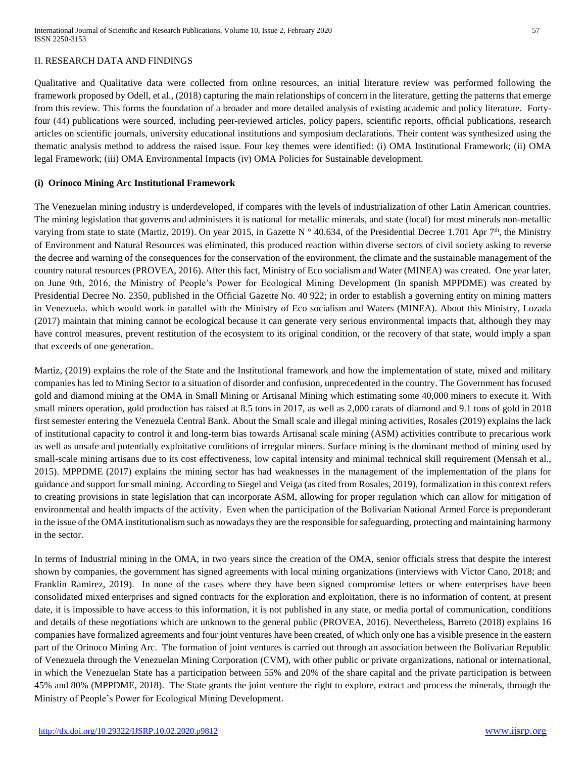## II. RESEARCH DATA AND FINDINGS

Qualitative and Qualitative data were collected from online resources, an initial literature review was performed following the framework proposed by Odell, et al., (2018) capturing the main relationships of concern in the literature, getting the patterns that emerge from this review. This forms the foundation of a broader and more detailed analysis of existing academic and policy literature. Forty-four (44) publications were sourced, including peer-reviewed articles, policy papers, scientific reports, official publications, research articles on scientific journals, university educational institutions and symposium declarations. Their content was synthesized using the thematic analysis method to address the raised issue. Four key themes were identified: (i) OMA Institutional Framework; (ii) OMA legal Framework; (iii) OMA Environmental Impacts (iv) OMA Policies for Sustainable development.

### (i) Orinoco Mining Arc Institutional Framework

The Venezuelan mining industry is underdeveloped, if compares with the levels of industrialization of other Latin American countries. The mining legislation that governs and administers it is national for metallic minerals, and state (local) for most minerals non-metallic varying from state to state (Martiz, 2019). On year 2015, in Gazette N ° 40.634, of the Presidential Decree 1.701 Apr 7th, the Ministry of Environment and Natural Resources was eliminated, this produced reaction within diverse sectors of civil society asking to reverse the decree and warning of the consequences for the conservation of the environment, the climate and the sustainable management of the country natural resources (PROVEA, 2016). After this fact, Ministry of Eco socialism and Water (MINEA) was created. One year later, on June 9th, 2016, the Ministry of People's Power for Ecological Mining Development (In spanish MPPDME) was created by Presidential Decree No. 2350, published in the Official Gazette No. 40 922; in order to establish a governing entity on mining matters in Venezuela. which would work in parallel with the Ministry of Eco socialism and Waters (MINEA). About this Ministry, Lozada (2017) maintain that mining cannot be ecological because it can generate very serious environmental impacts that, although they may have control measures, prevent restitution of the ecosystem to its original condition, or the recovery of that state, would imply a span that exceeds of one generation.

Martiz, (2019) explains the role of the State and the Institutional framework and how the implementation of state, mixed and military companies has led to Mining Sector to a situation of disorder and confusion, unprecedented in the country. The Government has focused gold and diamond mining at the OMA in Small Mining or Artisanal Mining which estimating some 40,000 miners to execute it. With small miners operation, gold production has raised at 8.5 tons in 2017, as well as 2,000 carats of diamond and 9.1 tons of gold in 2018 first semester entering the Venezuela Central Bank. About the Small scale and illegal mining activities, Rosales (2019) explains the lack of institutional capacity to control it and long-term bias towards Artisanal scale mining (ASM) activities contribute to precarious work as well as unsafe and potentially exploitative conditions of irregular miners. Surface mining is the dominant method of mining used by small-scale mining artisans due to its cost effectiveness, low capital intensity and minimal technical skill requirement (Mensah et al., 2015). MPPDME (2017) explains the mining sector has had weaknesses in the management of the implementation of the plans for guidance and support for small mining. According to Siegel and Veiga (as cited from Rosales, 2019), formalization in this context refers to creating provisions in state legislation that can incorporate ASM, allowing for proper regulation which can allow for mitigation of environmental and health impacts of the activity. Even when the participation of the Bolivarian National Armed Force is preponderant in the issue of the OMA institutionalism such as nowadays they are the responsible for safeguarding, protecting and maintaining harmony in the sector.

In terms of Industrial mining in the OMA, in two years since the creation of the OMA, senior officials stress that despite the interest shown by companies, the government has signed agreements with local mining organizations (interviews with Victor Cano, 2018; and Franklin Ramirez, 2019). In none of the cases where they have been signed compromise letters or where enterprises have been consolidated mixed enterprises and signed contracts for the exploration and exploitation, there is no information of content, at present date, it is impossible to have access to this information, it is not published in any state, or media portal of communication, conditions and details of these negotiations which are unknown to the general public (PROVEA, 2016). Nevertheless, Barreto (2018) explains 16 companies have formalized agreements and four joint ventures have been created, of which only one has a visible presence in the eastern part of the Orinoco Mining Arc. The formation of joint ventures is carried out through an association between the Bolivarian Republic of Venezuela through the Venezuelan Mining Corporation (CVM), with other public or private organizations, national or international, in which the Venezuelan State has a participation between 55% and 20% of the share capital and the private participation is between 45% and 80% (MPPDME, 2018). The State grants the joint venture the right to explore, extract and process the minerals, through the Ministry of People's Power for Ecological Mining Development.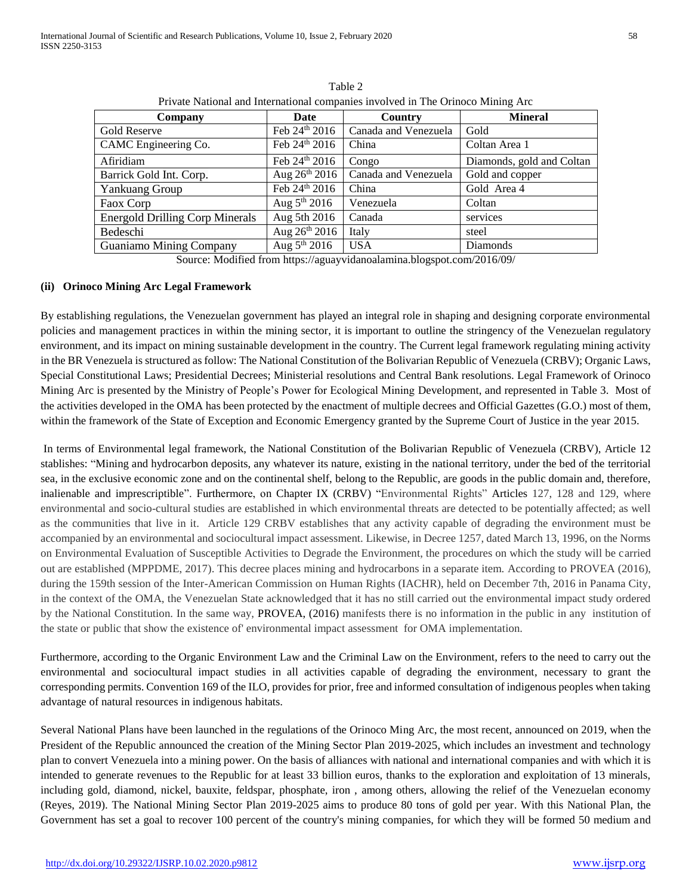Table 2

Private National and International companies involved in The Orinoco Mining Arc

| Company | Date | Country | Mineral |
|---|---|---|---|
| Gold Reserve | Feb 24th 2016 | Canada and Venezuela | Gold |
| CAMC Engineering Co. | Feb 24th 2016 | China | Coltan Area 1 |
| Afiridiam | Feb 24th 2016 | Congo | Diamonds, gold and Coltan |
| Barrick Gold Int. Corp. | Aug 26th 2016 | Canada and Venezuela | Gold and copper |
| Yankuang Group | Feb 24th 2016 | China | Gold Area 4 |
| Faox Corp | Aug 5th 2016 | Venezuela | Coltan |
| Energold Drilling Corp Minerals | Aug 5th 2016 | Canada | services |
| Bedeschi | Aug 26th 2016 | Italy | steel |
| Guaniamo Mining Company | Aug 5th 2016 | USA | Diamonds |

Source: Modified from https://aguayvidanoalamina.blogspot.com/2016/09/

#### (ii) Orinoco Mining Arc Legal Framework

By establishing regulations, the Venezuelan government has played an integral role in shaping and designing corporate environmental policies and management practices in within the mining sector, it is important to outline the stringency of the Venezuelan regulatory environment, and its impact on mining sustainable development in the country. The Current legal framework regulating mining activity in the BR Venezuela is structured as follow: The National Constitution of the Bolivarian Republic of Venezuela (CRBV); Organic Laws, Special Constitutional Laws; Presidential Decrees; Ministerial resolutions and Central Bank resolutions. Legal Framework of Orinoco Mining Arc is presented by the Ministry of People's Power for Ecological Mining Development, and represented in Table 3. Most of the activities developed in the OMA has been protected by the enactment of multiple decrees and Official Gazettes (G.O.) most of them, within the framework of the State of Exception and Economic Emergency granted by the Supreme Court of Justice in the year 2015.

In terms of Environmental legal framework, the National Constitution of the Bolivarian Republic of Venezuela (CRBV), Article 12 stablishes: "Mining and hydrocarbon deposits, any whatever its nature, existing in the national territory, under the bed of the territorial sea, in the exclusive economic zone and on the continental shelf, belong to the Republic, are goods in the public domain and, therefore, inalienable and imprescriptible". Furthermore, on Chapter IX (CRBV) "Environmental Rights" Articles 127, 128 and 129, where environmental and socio-cultural studies are established in which environmental threats are detected to be potentially affected; as well as the communities that live in it. Article 129 CRBV establishes that any activity capable of degrading the environment must be accompanied by an environmental and sociocultural impact assessment. Likewise, in Decree 1257, dated March 13, 1996, on the Norms on Environmental Evaluation of Susceptible Activities to Degrade the Environment, the procedures on which the study will be carried out are established (MPPDME, 2017). This decree places mining and hydrocarbons in a separate item. According to PROVEA (2016), during the 159th session of the Inter-American Commission on Human Rights (IACHR), held on December 7th, 2016 in Panama City, in the context of the OMA, the Venezuelan State acknowledged that it has no still carried out the environmental impact study ordered by the National Constitution. In the same way, PROVEA, (2016) manifests there is no information in the public in any institution of the state or public that show the existence of' environmental impact assessment for OMA implementation.

Furthermore, according to the Organic Environment Law and the Criminal Law on the Environment, refers to the need to carry out the environmental and sociocultural impact studies in all activities capable of degrading the environment, necessary to grant the corresponding permits. Convention 169 of the ILO, provides for prior, free and informed consultation of indigenous peoples when taking advantage of natural resources in indigenous habitats.

Several National Plans have been launched in the regulations of the Orinoco Ming Arc, the most recent, announced on 2019, when the President of the Republic announced the creation of the Mining Sector Plan 2019-2025, which includes an investment and technology plan to convert Venezuela into a mining power. On the basis of alliances with national and international companies and with which it is intended to generate revenues to the Republic for at least 33 billion euros, thanks to the exploration and exploitation of 13 minerals, including gold, diamond, nickel, bauxite, feldspar, phosphate, iron , among others, allowing the relief of the Venezuelan economy (Reyes, 2019). The National Mining Sector Plan 2019-2025 aims to produce 80 tons of gold per year. With this National Plan, the Government has set a goal to recover 100 percent of the country's mining companies, for which they will be formed 50 medium and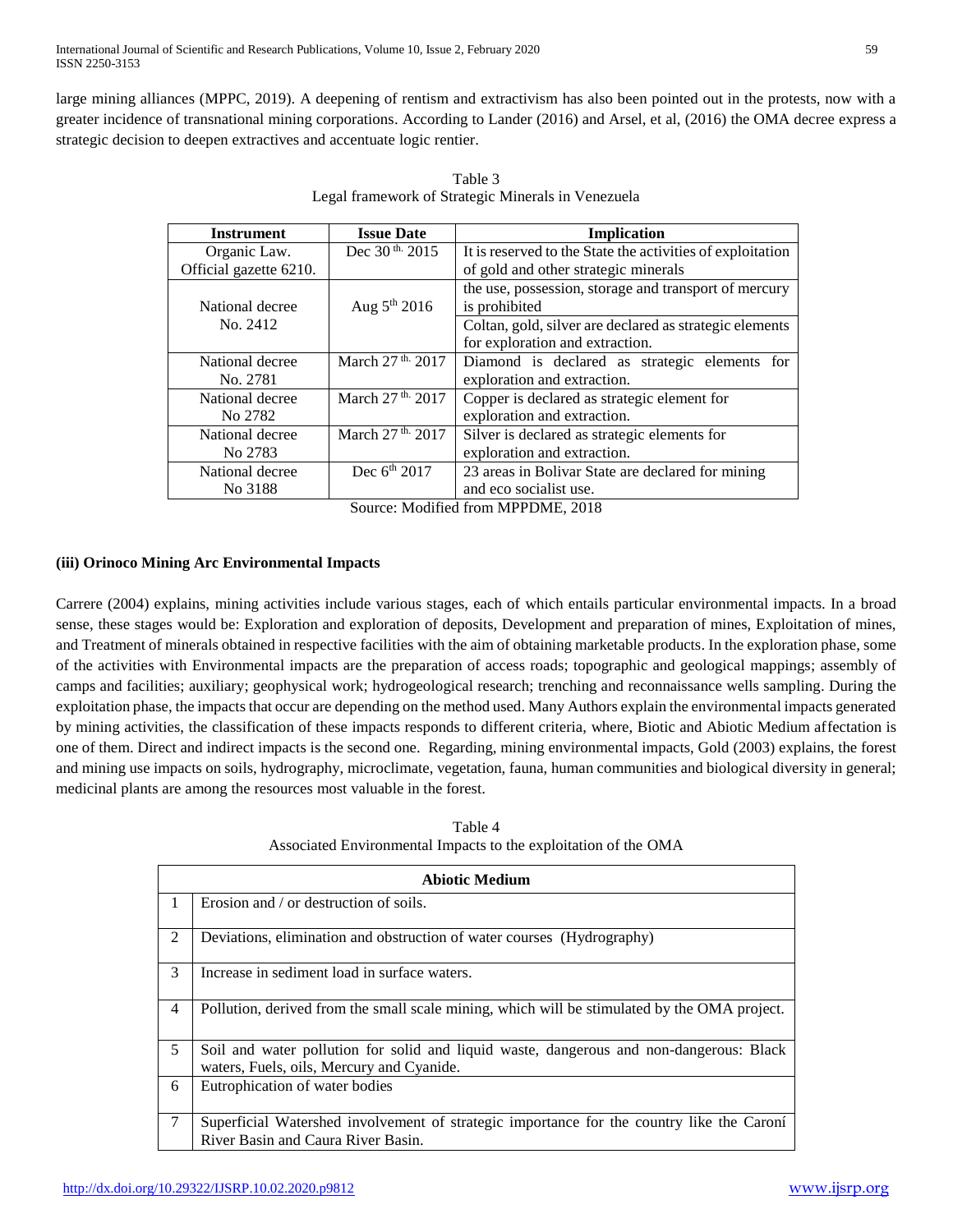large mining alliances (MPPC, 2019). A deepening of rentism and extractivism has also been pointed out in the protests, now with a greater incidence of transnational mining corporations. According to Lander (2016) and Arsel, et al, (2016) the OMA decree express a strategic decision to deepen extractives and accentuate logic rentier.

Table 3
Legal framework of Strategic Minerals in Venezuela

| Instrument | Issue Date | Implication |
|---|---|---|
| Organic Law. Official gazette 6210. | Dec 30 th. 2015 | It is reserved to the State the activities of exploitation of gold and other strategic minerals |
| National decree No. 2412 | Aug 5th 2016 | the use, possession, storage and transport of mercury is prohibited |
| | | Coltan, gold, silver are declared as strategic elements for exploration and extraction. |
| National decree No. 2781 | March 27 th. 2017 | Diamond is declared as strategic elements for exploration and extraction. |
| National decree No 2782 | March 27 th. 2017 | Copper is declared as strategic element for exploration and extraction. |
| National decree No 2783 | March 27 th. 2017 | Silver is declared as strategic elements for exploration and extraction. |
| National decree No 3188 | Dec 6th 2017 | 23 areas in Bolivar State are declared for mining and eco socialist use. |

Source: Modified from MPPDME, 2018

**(iii) Orinoco Mining Arc Environmental Impacts**

Carrere (2004) explains, mining activities include various stages, each of which entails particular environmental impacts. In a broad sense, these stages would be: Exploration and exploration of deposits, Development and preparation of mines, Exploitation of mines, and Treatment of minerals obtained in respective facilities with the aim of obtaining marketable products. In the exploration phase, some of the activities with Environmental impacts are the preparation of access roads; topographic and geological mappings; assembly of camps and facilities; auxiliary; geophysical work; hydrogeological research; trenching and reconnaissance wells sampling. During the exploitation phase, the impacts that occur are depending on the method used. Many Authors explain the environmental impacts generated by mining activities, the classification of these impacts responds to different criteria, where, Biotic and Abiotic Medium affectation is one of them. Direct and indirect impacts is the second one. Regarding, mining environmental impacts, Gold (2003) explains, the forest and mining use impacts on soils, hydrography, microclimate, vegetation, fauna, human communities and biological diversity in general; medicinal plants are among the resources most valuable in the forest.

Table 4
Associated Environmental Impacts to the exploitation of the OMA

| | Abiotic Medium |
|---|---|
| 1 | Erosion and / or destruction of soils. |
| 2 | Deviations, elimination and obstruction of water courses (Hydrography) |
| 3 | Increase in sediment load in surface waters. |
| 4 | Pollution, derived from the small scale mining, which will be stimulated by the OMA project. |
| 5 | Soil and water pollution for solid and liquid waste, dangerous and non-dangerous: Black waters, Fuels, oils, Mercury and Cyanide. |
| 6 | Eutrophication of water bodies |
| 7 | Superficial Watershed involvement of strategic importance for the country like the Caroní River Basin and Caura River Basin. |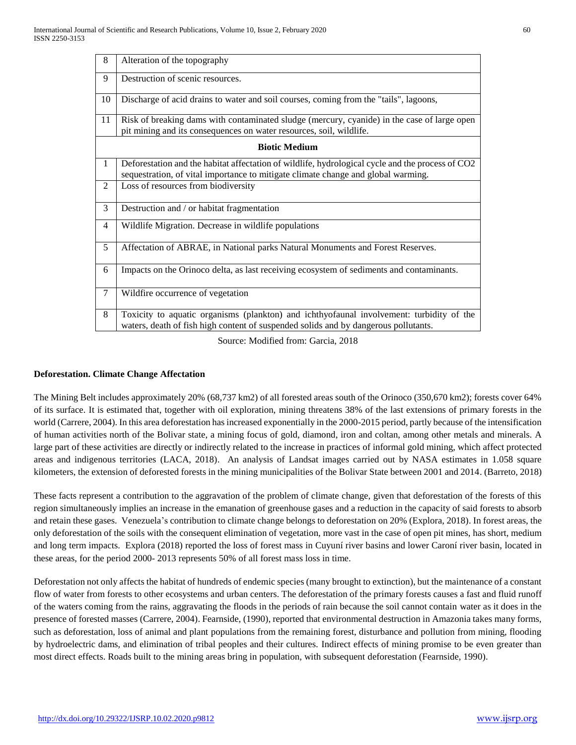| | |
|---|---|
| 8 | Alteration of the topography |
| 9 | Destruction of scenic resources. |
| 10 | Discharge of acid drains to water and soil courses, coming from the "tails", lagoons, |
| 11 | Risk of breaking dams with contaminated sludge (mercury, cyanide) in the case of large open pit mining and its consequences on water resources, soil, wildlife. |
| | **Biotic Medium** |
| 1 | Deforestation and the habitat affectation of wildlife, hydrological cycle and the process of $CO_2$ sequestration, of vital importance to mitigate climate change and global warming. |
| 2 | Loss of resources from biodiversity |
| 3 | Destruction and / or habitat fragmentation |
| 4 | Wildlife Migration. Decrease in wildlife populations |
| 5 | Affectation of ABRAE, in National parks Natural Monuments and Forest Reserves. |
| 6 | Impacts on the Orinoco delta, as last receiving ecosystem of sediments and contaminants. |
| 7 | Wildfire occurrence of vegetation |
| 8 | Toxicity to aquatic organisms (plankton) and ichthyofaunal involvement: turbidity of the waters, death of fish high content of suspended solids and by dangerous pollutants. |

Source: Modified from: Garcia, 2018

**Deforestation. Climate Change Affectation**

The Mining Belt includes approximately 20% (68,737 km2) of all forested areas south of the Orinoco (350,670 km2); forests cover 64% of its surface. It is estimated that, together with oil exploration, mining threatens 38% of the last extensions of primary forests in the world (Carrere, 2004). In this area deforestation has increased exponentially in the 2000-2015 period, partly because of the intensification of human activities north of the Bolivar state, a mining focus of gold, diamond, iron and coltan, among other metals and minerals. A large part of these activities are directly or indirectly related to the increase in practices of informal gold mining, which affect protected areas and indigenous territories (LACA, 2018). An analysis of Landsat images carried out by NASA estimates in 1.058 square kilometers, the extension of deforested forests in the mining municipalities of the Bolivar State between 2001 and 2014. (Barreto, 2018)

These facts represent a contribution to the aggravation of the problem of climate change, given that deforestation of the forests of this region simultaneously implies an increase in the emanation of greenhouse gases and a reduction in the capacity of said forests to absorb and retain these gases. Venezuela's contribution to climate change belongs to deforestation on 20% (Explora, 2018). In forest areas, the only deforestation of the soils with the consequent elimination of vegetation, more vast in the case of open pit mines, has short, medium and long term impacts. Explora (2018) reported the loss of forest mass in Cuyuní river basins and lower Caroní river basin, located in these areas, for the period 2000- 2013 represents 50% of all forest mass loss in time.

Deforestation not only affects the habitat of hundreds of endemic species (many brought to extinction), but the maintenance of a constant flow of water from forests to other ecosystems and urban centers. The deforestation of the primary forests causes a fast and fluid runoff of the waters coming from the rains, aggravating the floods in the periods of rain because the soil cannot contain water as it does in the presence of forested masses (Carrere, 2004). Fearnside, (1990), reported that environmental destruction in Amazonia takes many forms, such as deforestation, loss of animal and plant populations from the remaining forest, disturbance and pollution from mining, flooding by hydroelectric dams, and elimination of tribal peoples and their cultures. Indirect effects of mining promise to be even greater than most direct effects. Roads built to the mining areas bring in population, with subsequent deforestation (Fearnside, 1990).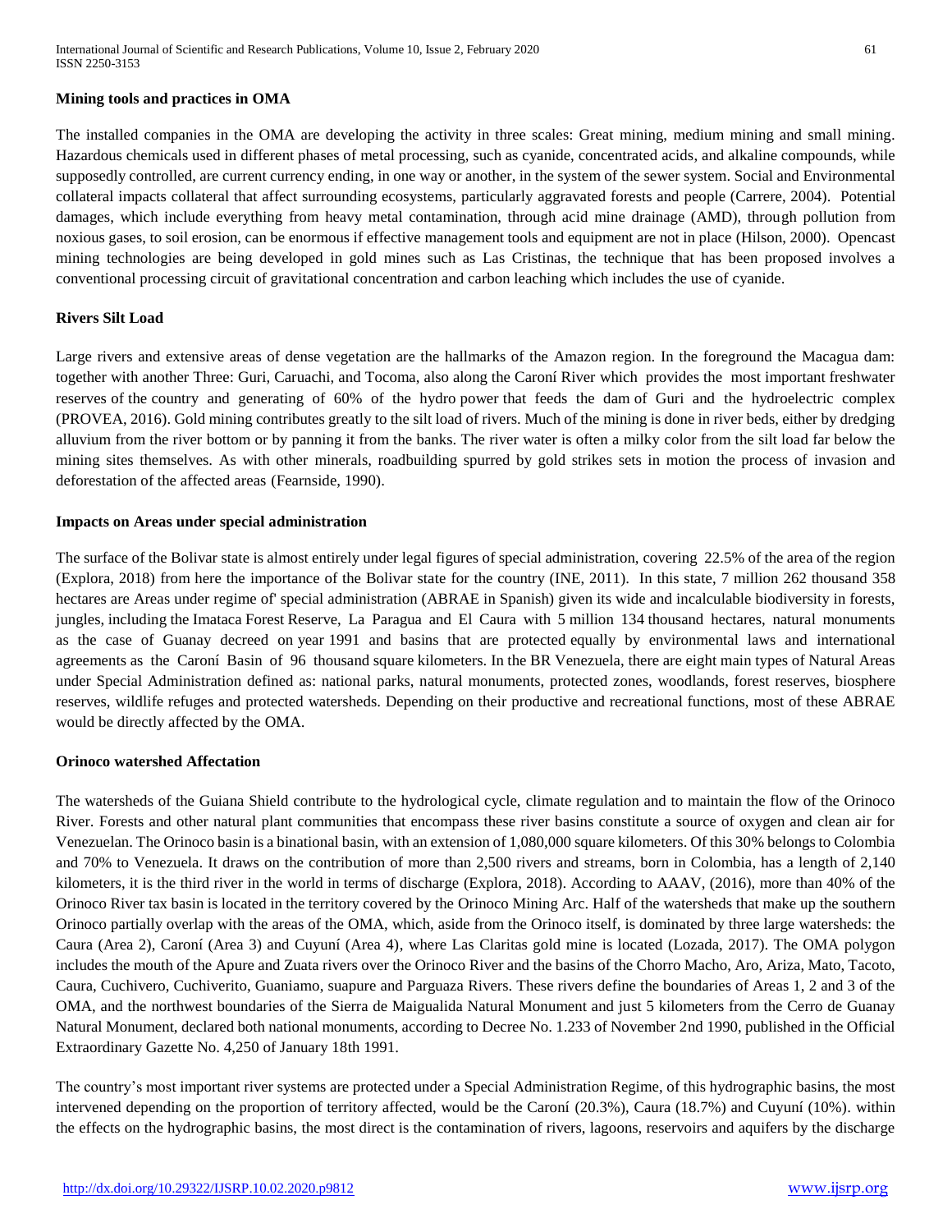**Mining tools and practices in OMA**

The installed companies in the OMA are developing the activity in three scales: Great mining, medium mining and small mining. Hazardous chemicals used in different phases of metal processing, such as cyanide, concentrated acids, and alkaline compounds, while supposedly controlled, are current currency ending, in one way or another, in the system of the sewer system. Social and Environmental collateral impacts collateral that affect surrounding ecosystems, particularly aggravated forests and people (Carrere, 2004). Potential damages, which include everything from heavy metal contamination, through acid mine drainage (AMD), through pollution from noxious gases, to soil erosion, can be enormous if effective management tools and equipment are not in place (Hilson, 2000). Opencast mining technologies are being developed in gold mines such as Las Cristinas, the technique that has been proposed involves a conventional processing circuit of gravitational concentration and carbon leaching which includes the use of cyanide.

**Rivers Silt Load**

Large rivers and extensive areas of dense vegetation are the hallmarks of the Amazon region. In the foreground the Macagua dam: together with another Three: Guri, Caruachi, and Tocoma, also along the Caroní River which provides the most important freshwater reserves of the country and generating of 60% of the hydro power that feeds the dam of Guri and the hydroelectric complex (PROVEA, 2016). Gold mining contributes greatly to the silt load of rivers. Much of the mining is done in river beds, either by dredging alluvium from the river bottom or by panning it from the banks. The river water is often a milky color from the silt load far below the mining sites themselves. As with other minerals, roadbuilding spurred by gold strikes sets in motion the process of invasion and deforestation of the affected areas (Fearnside, 1990).

**Impacts on Areas under special administration**

The surface of the Bolivar state is almost entirely under legal figures of special administration, covering 22.5% of the area of the region (Explora, 2018) from here the importance of the Bolivar state for the country (INE, 2011). In this state, 7 million 262 thousand 358 hectares are Areas under regime of' special administration (ABRAE in Spanish) given its wide and incalculable biodiversity in forests, jungles, including the Imataca Forest Reserve, La Paragua and El Caura with 5 million 134 thousand hectares, natural monuments as the case of Guanay decreed on year 1991 and basins that are protected equally by environmental laws and international agreements as the Caroní Basin of 96 thousand square kilometers. In the BR Venezuela, there are eight main types of Natural Areas under Special Administration defined as: national parks, natural monuments, protected zones, woodlands, forest reserves, biosphere reserves, wildlife refuges and protected watersheds. Depending on their productive and recreational functions, most of these ABRAE would be directly affected by the OMA.

**Orinoco watershed Affectation**

The watersheds of the Guiana Shield contribute to the hydrological cycle, climate regulation and to maintain the flow of the Orinoco River. Forests and other natural plant communities that encompass these river basins constitute a source of oxygen and clean air for Venezuelan. The Orinoco basin is a binational basin, with an extension of 1,080,000 square kilometers. Of this 30% belongs to Colombia and 70% to Venezuela. It draws on the contribution of more than 2,500 rivers and streams, born in Colombia, has a length of 2,140 kilometers, it is the third river in the world in terms of discharge (Explora, 2018). According to AAAV, (2016), more than 40% of the Orinoco River tax basin is located in the territory covered by the Orinoco Mining Arc. Half of the watersheds that make up the southern Orinoco partially overlap with the areas of the OMA, which, aside from the Orinoco itself, is dominated by three large watersheds: the Caura (Area 2), Caroní (Area 3) and Cuyuní (Area 4), where Las Claritas gold mine is located (Lozada, 2017). The OMA polygon includes the mouth of the Apure and Zuata rivers over the Orinoco River and the basins of the Chorro Macho, Aro, Ariza, Mato, Tacoto, Caura, Cuchivero, Cuchiverito, Guaniamo, suapure and Parguaza Rivers. These rivers define the boundaries of Areas 1, 2 and 3 of the OMA, and the northwest boundaries of the Sierra de Maigualida Natural Monument and just 5 kilometers from the Cerro de Guanay Natural Monument, declared both national monuments, according to Decree No. 1.233 of November 2nd 1990, published in the Official Extraordinary Gazette No. 4,250 of January 18th 1991.

The country's most important river systems are protected under a Special Administration Regime, of this hydrographic basins, the most intervened depending on the proportion of territory affected, would be the Caroní (20.3%), Caura (18.7%) and Cuyuní (10%). within the effects on the hydrographic basins, the most direct is the contamination of rivers, lagoons, reservoirs and aquifers by the discharge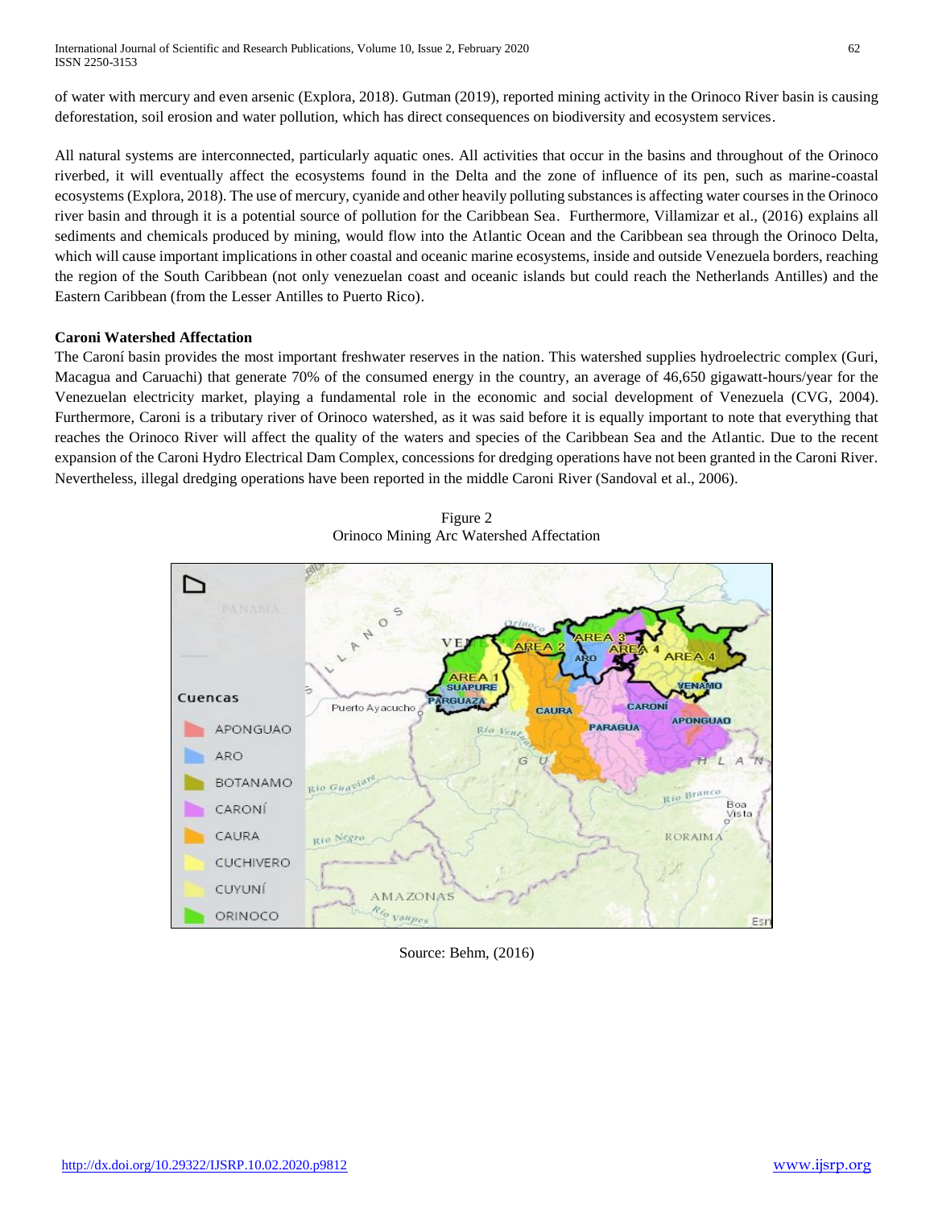of water with mercury and even arsenic (Explora, 2018). Gutman (2019), reported mining activity in the Orinoco River basin is causing deforestation, soil erosion and water pollution, which has direct consequences on biodiversity and ecosystem services.

All natural systems are interconnected, particularly aquatic ones. All activities that occur in the basins and throughout of the Orinoco riverbed, it will eventually affect the ecosystems found in the Delta and the zone of influence of its pen, such as marine-coastal ecosystems (Explora, 2018). The use of mercury, cyanide and other heavily polluting substances is affecting water courses in the Orinoco river basin and through it is a potential source of pollution for the Caribbean Sea. Furthermore, Villamizar et al., (2016) explains all sediments and chemicals produced by mining, would flow into the Atlantic Ocean and the Caribbean sea through the Orinoco Delta, which will cause important implications in other coastal and oceanic marine ecosystems, inside and outside Venezuela borders, reaching the region of the South Caribbean (not only venezuelan coast and oceanic islands but could reach the Netherlands Antilles) and the Eastern Caribbean (from the Lesser Antilles to Puerto Rico).

**Caroni Watershed Affectation**

The Caroní basin provides the most important freshwater reserves in the nation. This watershed supplies hydroelectric complex (Guri, Macagua and Caruachi) that generate 70% of the consumed energy in the country, an average of 46,650 gigawatt-hours/year for the Venezuelan electricity market, playing a fundamental role in the economic and social development of Venezuela (CVG, 2004). Furthermore, Caroni is a tributary river of Orinoco watershed, as it was said before it is equally important to note that everything that reaches the Orinoco River will affect the quality of the waters and species of the Caribbean Sea and the Atlantic. Due to the recent expansion of the Caroni Hydro Electrical Dam Complex, concessions for dredging operations have not been granted in the Caroni River. Nevertheless, illegal dredging operations have been reported in the middle Caroni River (Sandoval et al., 2006).

Figure 2
Orinoco Mining Arc Watershed Affectation

Source: Behm, (2016)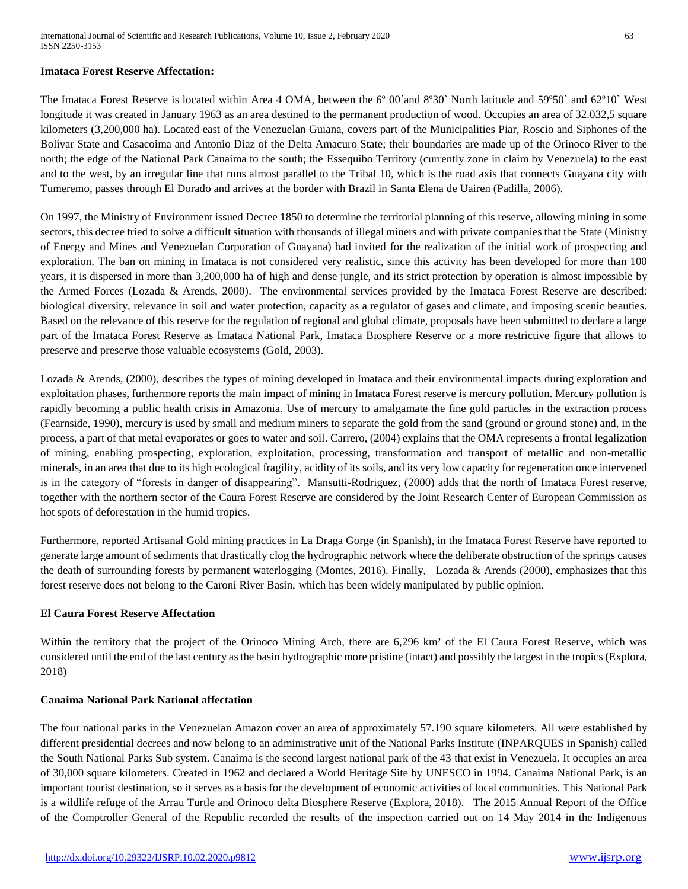**Imataca Forest Reserve Affectation:**

The Imataca Forest Reserve is located within Area 4 OMA, between the 6º 00´and 8º30` North latitude and 59º50` and 62º10` West longitude it was created in January 1963 as an area destined to the permanent production of wood. Occupies an area of 32.032,5 square kilometers (3,200,000 ha). Located east of the Venezuelan Guiana, covers part of the Municipalities Piar, Roscio and Siphones of the Bolívar State and Casacoima and Antonio Diaz of the Delta Amacuro State; their boundaries are made up of the Orinoco River to the north; the edge of the National Park Canaima to the south; the Essequibo Territory (currently zone in claim by Venezuela) to the east and to the west, by an irregular line that runs almost parallel to the Tribal 10, which is the road axis that connects Guayana city with Tumeremo, passes through El Dorado and arrives at the border with Brazil in Santa Elena de Uairen (Padilla, 2006).

On 1997, the Ministry of Environment issued Decree 1850 to determine the territorial planning of this reserve, allowing mining in some sectors, this decree tried to solve a difficult situation with thousands of illegal miners and with private companies that the State (Ministry of Energy and Mines and Venezuelan Corporation of Guayana) had invited for the realization of the initial work of prospecting and exploration. The ban on mining in Imataca is not considered very realistic, since this activity has been developed for more than 100 years, it is dispersed in more than 3,200,000 ha of high and dense jungle, and its strict protection by operation is almost impossible by the Armed Forces (Lozada & Arends, 2000). The environmental services provided by the Imataca Forest Reserve are described: biological diversity, relevance in soil and water protection, capacity as a regulator of gases and climate, and imposing scenic beauties. Based on the relevance of this reserve for the regulation of regional and global climate, proposals have been submitted to declare a large part of the Imataca Forest Reserve as Imataca National Park, Imataca Biosphere Reserve or a more restrictive figure that allows to preserve and preserve those valuable ecosystems (Gold, 2003).

Lozada & Arends, (2000), describes the types of mining developed in Imataca and their environmental impacts during exploration and exploitation phases, furthermore reports the main impact of mining in Imataca Forest reserve is mercury pollution. Mercury pollution is rapidly becoming a public health crisis in Amazonia. Use of mercury to amalgamate the fine gold particles in the extraction process (Fearnside, 1990), mercury is used by small and medium miners to separate the gold from the sand (ground or ground stone) and, in the process, a part of that metal evaporates or goes to water and soil. Carrero, (2004) explains that the OMA represents a frontal legalization of mining, enabling prospecting, exploration, exploitation, processing, transformation and transport of metallic and non-metallic minerals, in an area that due to its high ecological fragility, acidity of its soils, and its very low capacity for regeneration once intervened is in the category of "forests in danger of disappearing". Mansutti-Rodriguez, (2000) adds that the north of Imataca Forest reserve, together with the northern sector of the Caura Forest Reserve are considered by the Joint Research Center of European Commission as hot spots of deforestation in the humid tropics.

Furthermore, reported Artisanal Gold mining practices in La Draga Gorge (in Spanish), in the Imataca Forest Reserve have reported to generate large amount of sediments that drastically clog the hydrographic network where the deliberate obstruction of the springs causes the death of surrounding forests by permanent waterlogging (Montes, 2016). Finally, Lozada & Arends (2000), emphasizes that this forest reserve does not belong to the Caroní River Basin, which has been widely manipulated by public opinion.

**El Caura Forest Reserve Affectation**

Within the territory that the project of the Orinoco Mining Arch, there are 6,296 km² of the El Caura Forest Reserve, which was considered until the end of the last century as the basin hydrographic more pristine (intact) and possibly the largest in the tropics (Explora, 2018)

**Canaima National Park National affectation**

The four national parks in the Venezuelan Amazon cover an area of approximately 57.190 square kilometers. All were established by different presidential decrees and now belong to an administrative unit of the National Parks Institute (INPARQUES in Spanish) called the South National Parks Sub system. Canaima is the second largest national park of the 43 that exist in Venezuela. It occupies an area of 30,000 square kilometers. Created in 1962 and declared a World Heritage Site by UNESCO in 1994. Canaima National Park, is an important tourist destination, so it serves as a basis for the development of economic activities of local communities. This National Park is a wildlife refuge of the Arrau Turtle and Orinoco delta Biosphere Reserve (Explora, 2018). The 2015 Annual Report of the Office of the Comptroller General of the Republic recorded the results of the inspection carried out on 14 May 2014 in the Indigenous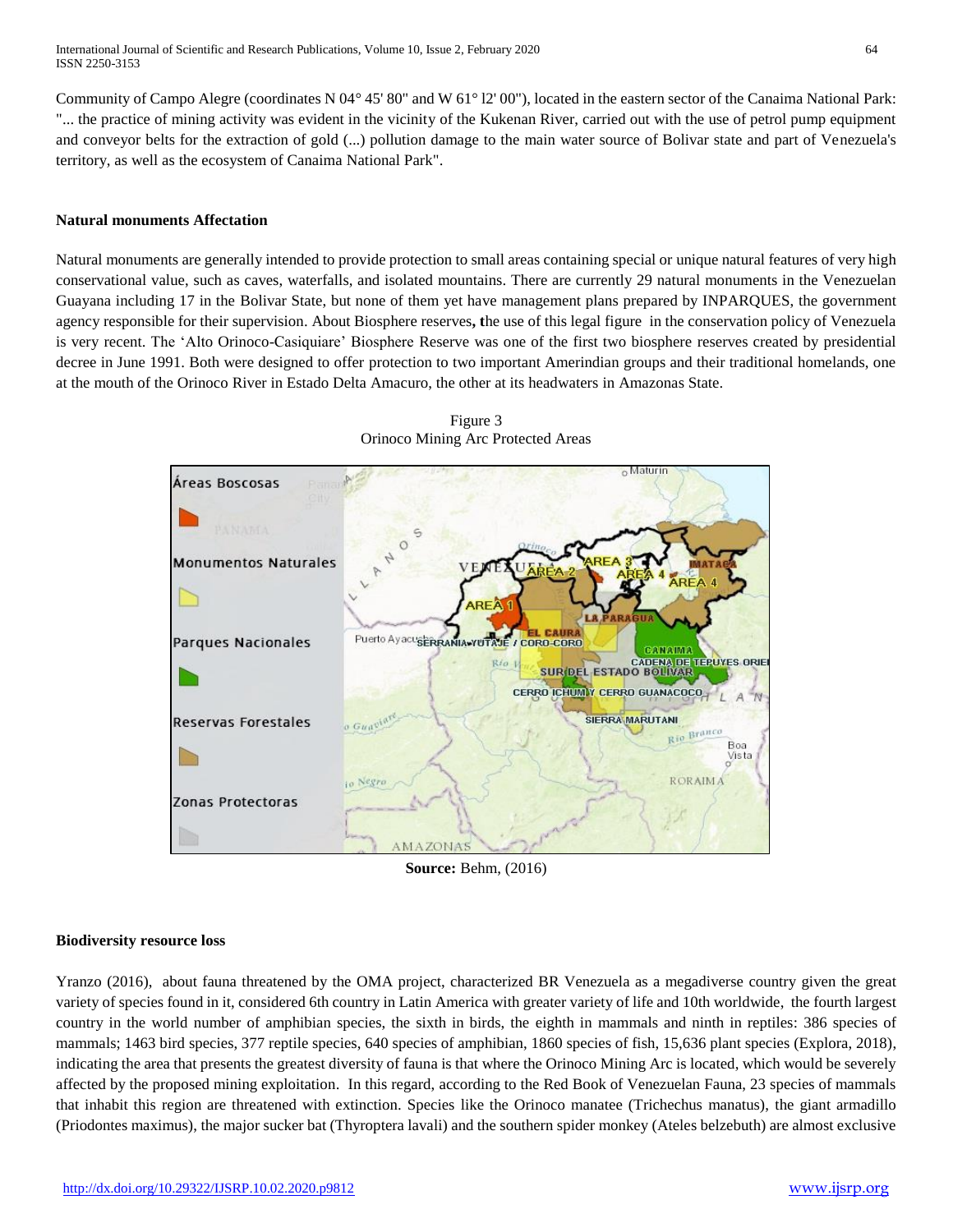Community of Campo Alegre (coordinates N 04° 45' 80" and W 61° l2' 00"), located in the eastern sector of the Canaima National Park: "... the practice of mining activity was evident in the vicinity of the Kukenan River, carried out with the use of petrol pump equipment and conveyor belts for the extraction of gold (...) pollution damage to the main water source of Bolivar state and part of Venezuela's territory, as well as the ecosystem of Canaima National Park".

### Natural monuments Affectation

Natural monuments are generally intended to provide protection to small areas containing special or unique natural features of very high conservational value, such as caves, waterfalls, and isolated mountains. There are currently 29 natural monuments in the Venezuelan Guayana including 17 in the Bolivar State, but none of them yet have management plans prepared by INPARQUES, the government agency responsible for their supervision. About Biosphere reserves**, t**he use of this legal figure in the conservation policy of Venezuela is very recent. The 'Alto Orinoco-Casiquiare' Biosphere Reserve was one of the first two biosphere reserves created by presidential decree in June 1991. Both were designed to offer protection to two important Amerindian groups and their traditional homelands, one at the mouth of the Orinoco River in Estado Delta Amacuro, the other at its headwaters in Amazonas State.

Figure 3
Orinoco Mining Arc Protected Areas

**Source:** Behm, (2016)

### Biodiversity resource loss

Yranzo (2016), about fauna threatened by the OMA project, characterized BR Venezuela as a megadiverse country given the great variety of species found in it, considered 6th country in Latin America with greater variety of life and 10th worldwide, the fourth largest country in the world number of amphibian species, the sixth in birds, the eighth in mammals and ninth in reptiles: 386 species of mammals; 1463 bird species, 377 reptile species, 640 species of amphibian, 1860 species of fish, 15,636 plant species (Explora, 2018), indicating the area that presents the greatest diversity of fauna is that where the Orinoco Mining Arc is located, which would be severely affected by the proposed mining exploitation. In this regard, according to the Red Book of Venezuelan Fauna, 23 species of mammals that inhabit this region are threatened with extinction. Species like the Orinoco manatee (Trichechus manatus), the giant armadillo (Priodontes maximus), the major sucker bat (Thyroptera lavali) and the southern spider monkey (Ateles belzebuth) are almost exclusive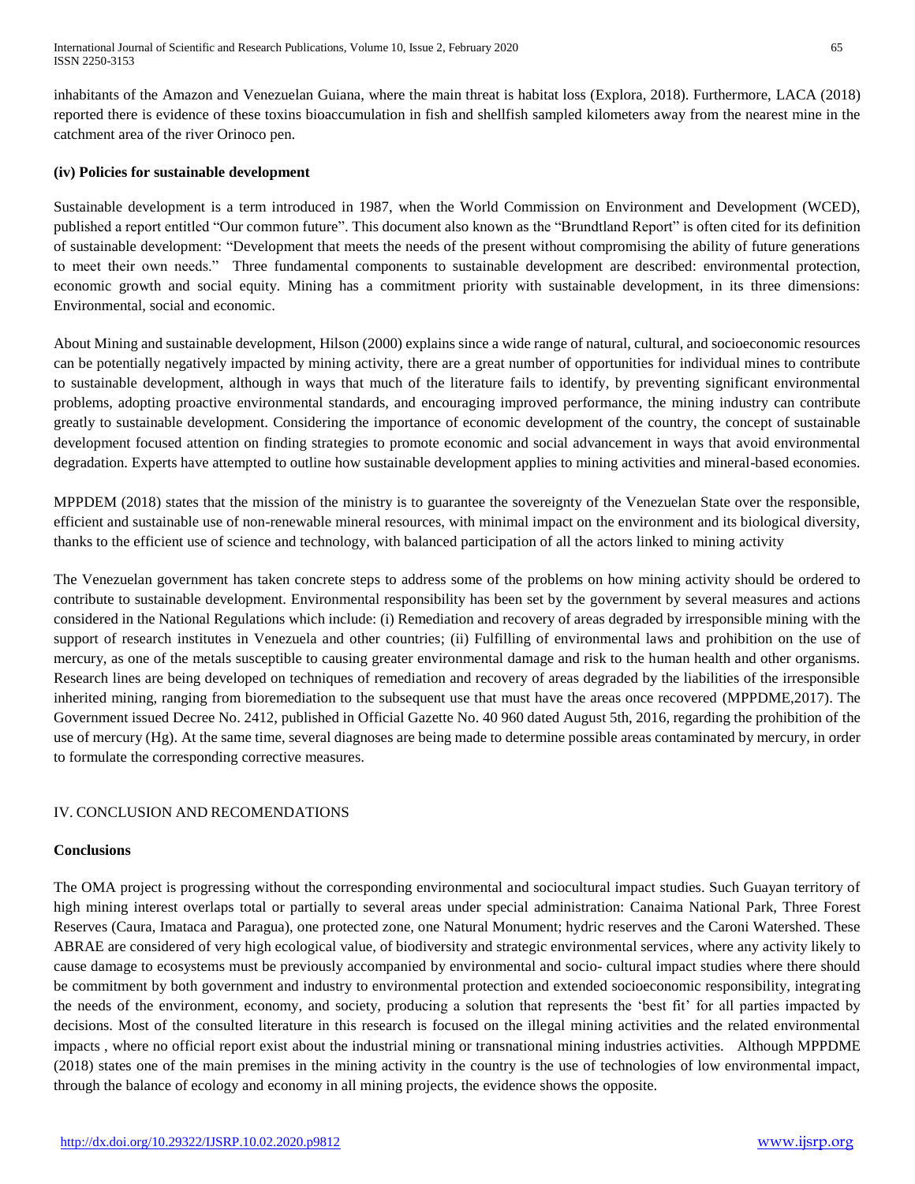inhabitants of the Amazon and Venezuelan Guiana, where the main threat is habitat loss (Explora, 2018). Furthermore, LACA (2018) reported there is evidence of these toxins bioaccumulation in fish and shellfish sampled kilometers away from the nearest mine in the catchment area of the river Orinoco pen.

### (iv) Policies for sustainable development

Sustainable development is a term introduced in 1987, when the World Commission on Environment and Development (WCED), published a report entitled "Our common future". This document also known as the "Brundtland Report" is often cited for its definition of sustainable development: "Development that meets the needs of the present without compromising the ability of future generations to meet their own needs." Three fundamental components to sustainable development are described: environmental protection, economic growth and social equity. Mining has a commitment priority with sustainable development, in its three dimensions: Environmental, social and economic.

About Mining and sustainable development, Hilson (2000) explains since a wide range of natural, cultural, and socioeconomic resources can be potentially negatively impacted by mining activity, there are a great number of opportunities for individual mines to contribute to sustainable development, although in ways that much of the literature fails to identify, by preventing significant environmental problems, adopting proactive environmental standards, and encouraging improved performance, the mining industry can contribute greatly to sustainable development. Considering the importance of economic development of the country, the concept of sustainable development focused attention on finding strategies to promote economic and social advancement in ways that avoid environmental degradation. Experts have attempted to outline how sustainable development applies to mining activities and mineral-based economies.

MPPDEM (2018) states that the mission of the ministry is to guarantee the sovereignty of the Venezuelan State over the responsible, efficient and sustainable use of non-renewable mineral resources, with minimal impact on the environment and its biological diversity, thanks to the efficient use of science and technology, with balanced participation of all the actors linked to mining activity

The Venezuelan government has taken concrete steps to address some of the problems on how mining activity should be ordered to contribute to sustainable development. Environmental responsibility has been set by the government by several measures and actions considered in the National Regulations which include: (i) Remediation and recovery of areas degraded by irresponsible mining with the support of research institutes in Venezuela and other countries; (ii) Fulfilling of environmental laws and prohibition on the use of mercury, as one of the metals susceptible to causing greater environmental damage and risk to the human health and other organisms. Research lines are being developed on techniques of remediation and recovery of areas degraded by the liabilities of the irresponsible inherited mining, ranging from bioremediation to the subsequent use that must have the areas once recovered (MPPDME,2017). The Government issued Decree No. 2412, published in Official Gazette No. 40 960 dated August 5th, 2016, regarding the prohibition of the use of mercury (Hg). At the same time, several diagnoses are being made to determine possible areas contaminated by mercury, in order to formulate the corresponding corrective measures.

## IV. CONCLUSION AND RECOMENDATIONS

### Conclusions

The OMA project is progressing without the corresponding environmental and sociocultural impact studies. Such Guayan territory of high mining interest overlaps total or partially to several areas under special administration: Canaima National Park, Three Forest Reserves (Caura, Imataca and Paragua), one protected zone, one Natural Monument; hydric reserves and the Caroni Watershed. These ABRAE are considered of very high ecological value, of biodiversity and strategic environmental services, where any activity likely to cause damage to ecosystems must be previously accompanied by environmental and socio- cultural impact studies where there should be commitment by both government and industry to environmental protection and extended socioeconomic responsibility, integrating the needs of the environment, economy, and society, producing a solution that represents the 'best fit' for all parties impacted by decisions. Most of the consulted literature in this research is focused on the illegal mining activities and the related environmental impacts , where no official report exist about the industrial mining or transnational mining industries activities. Although MPPDME (2018) states one of the main premises in the mining activity in the country is the use of technologies of low environmental impact, through the balance of ecology and economy in all mining projects, the evidence shows the opposite.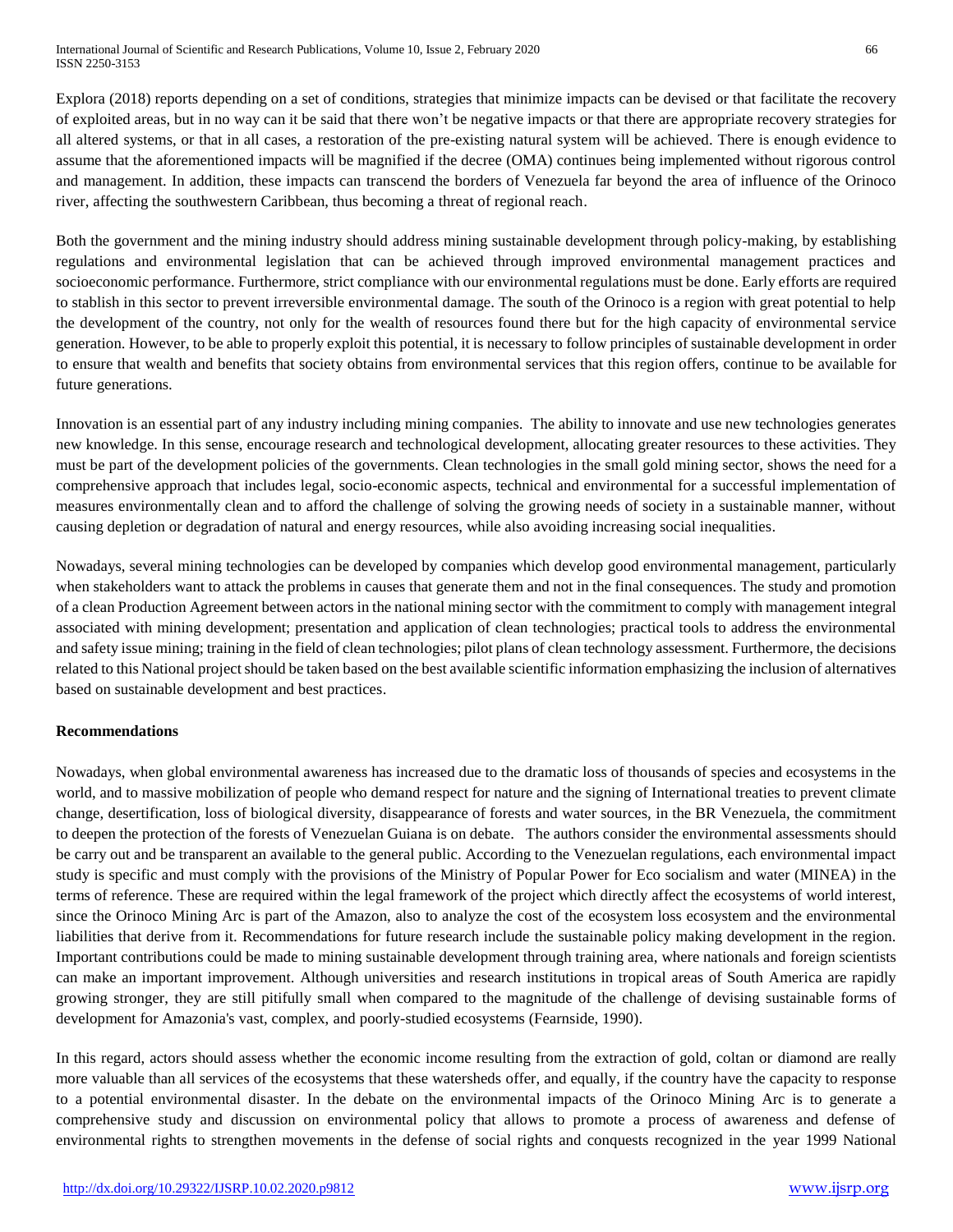Explora (2018) reports depending on a set of conditions, strategies that minimize impacts can be devised or that facilitate the recovery of exploited areas, but in no way can it be said that there won't be negative impacts or that there are appropriate recovery strategies for all altered systems, or that in all cases, a restoration of the pre-existing natural system will be achieved. There is enough evidence to assume that the aforementioned impacts will be magnified if the decree (OMA) continues being implemented without rigorous control and management. In addition, these impacts can transcend the borders of Venezuela far beyond the area of influence of the Orinoco river, affecting the southwestern Caribbean, thus becoming a threat of regional reach.

Both the government and the mining industry should address mining sustainable development through policy-making, by establishing regulations and environmental legislation that can be achieved through improved environmental management practices and socioeconomic performance. Furthermore, strict compliance with our environmental regulations must be done. Early efforts are required to stablish in this sector to prevent irreversible environmental damage. The south of the Orinoco is a region with great potential to help the development of the country, not only for the wealth of resources found there but for the high capacity of environmental service generation. However, to be able to properly exploit this potential, it is necessary to follow principles of sustainable development in order to ensure that wealth and benefits that society obtains from environmental services that this region offers, continue to be available for future generations.

Innovation is an essential part of any industry including mining companies. The ability to innovate and use new technologies generates new knowledge. In this sense, encourage research and technological development, allocating greater resources to these activities. They must be part of the development policies of the governments. Clean technologies in the small gold mining sector, shows the need for a comprehensive approach that includes legal, socio-economic aspects, technical and environmental for a successful implementation of measures environmentally clean and to afford the challenge of solving the growing needs of society in a sustainable manner, without causing depletion or degradation of natural and energy resources, while also avoiding increasing social inequalities.

Nowadays, several mining technologies can be developed by companies which develop good environmental management, particularly when stakeholders want to attack the problems in causes that generate them and not in the final consequences. The study and promotion of a clean Production Agreement between actors in the national mining sector with the commitment to comply with management integral associated with mining development; presentation and application of clean technologies; practical tools to address the environmental and safety issue mining; training in the field of clean technologies; pilot plans of clean technology assessment. Furthermore, the decisions related to this National project should be taken based on the best available scientific information emphasizing the inclusion of alternatives based on sustainable development and best practices.

**Recommendations**

Nowadays, when global environmental awareness has increased due to the dramatic loss of thousands of species and ecosystems in the world, and to massive mobilization of people who demand respect for nature and the signing of International treaties to prevent climate change, desertification, loss of biological diversity, disappearance of forests and water sources, in the BR Venezuela, the commitment to deepen the protection of the forests of Venezuelan Guiana is on debate. The authors consider the environmental assessments should be carry out and be transparent an available to the general public. According to the Venezuelan regulations, each environmental impact study is specific and must comply with the provisions of the Ministry of Popular Power for Eco socialism and water (MINEA) in the terms of reference. These are required within the legal framework of the project which directly affect the ecosystems of world interest, since the Orinoco Mining Arc is part of the Amazon, also to analyze the cost of the ecosystem loss ecosystem and the environmental liabilities that derive from it. Recommendations for future research include the sustainable policy making development in the region. Important contributions could be made to mining sustainable development through training area, where nationals and foreign scientists can make an important improvement. Although universities and research institutions in tropical areas of South America are rapidly growing stronger, they are still pitifully small when compared to the magnitude of the challenge of devising sustainable forms of development for Amazonia's vast, complex, and poorly-studied ecosystems (Fearnside, 1990).

In this regard, actors should assess whether the economic income resulting from the extraction of gold, coltan or diamond are really more valuable than all services of the ecosystems that these watersheds offer, and equally, if the country have the capacity to response to a potential environmental disaster. In the debate on the environmental impacts of the Orinoco Mining Arc is to generate a comprehensive study and discussion on environmental policy that allows to promote a process of awareness and defense of environmental rights to strengthen movements in the defense of social rights and conquests recognized in the year 1999 National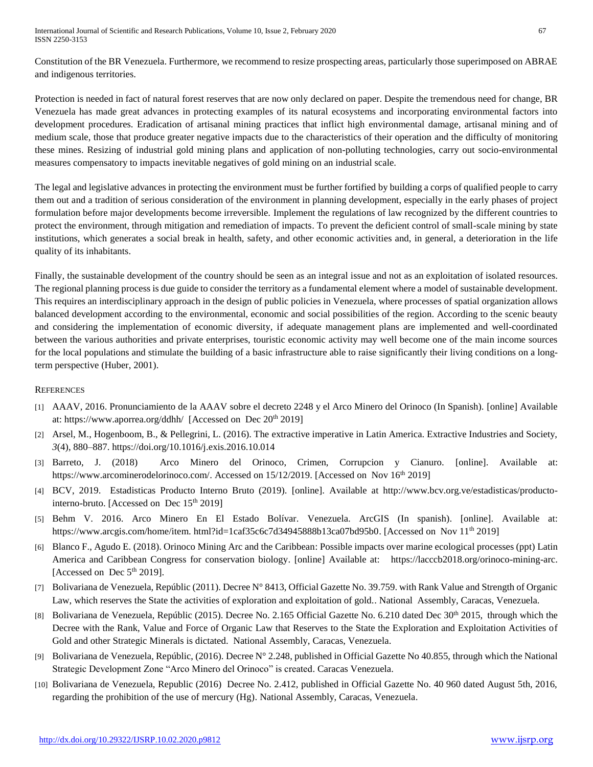Constitution of the BR Venezuela. Furthermore, we recommend to resize prospecting areas, particularly those superimposed on ABRAE and indigenous territories.

Protection is needed in fact of natural forest reserves that are now only declared on paper. Despite the tremendous need for change, BR Venezuela has made great advances in protecting examples of its natural ecosystems and incorporating environmental factors into development procedures. Eradication of artisanal mining practices that inflict high environmental damage, artisanal mining and of medium scale, those that produce greater negative impacts due to the characteristics of their operation and the difficulty of monitoring these mines. Resizing of industrial gold mining plans and application of non-polluting technologies, carry out socio-environmental measures compensatory to impacts inevitable negatives of gold mining on an industrial scale.

The legal and legislative advances in protecting the environment must be further fortified by building a corps of qualified people to carry them out and a tradition of serious consideration of the environment in planning development, especially in the early phases of project formulation before major developments become irreversible. Implement the regulations of law recognized by the different countries to protect the environment, through mitigation and remediation of impacts. To prevent the deficient control of small-scale mining by state institutions, which generates a social break in health, safety, and other economic activities and, in general, a deterioration in the life quality of its inhabitants.

Finally, the sustainable development of the country should be seen as an integral issue and not as an exploitation of isolated resources. The regional planning process is due guide to consider the territory as a fundamental element where a model of sustainable development. This requires an interdisciplinary approach in the design of public policies in Venezuela, where processes of spatial organization allows balanced development according to the environmental, economic and social possibilities of the region. According to the scenic beauty and considering the implementation of economic diversity, if adequate management plans are implemented and well-coordinated between the various authorities and private enterprises, touristic economic activity may well become one of the main income sources for the local populations and stimulate the building of a basic infrastructure able to raise significantly their living conditions on a long-term perspective (Huber, 2001).

## References

[1] AAAV, 2016. Pronunciamiento de la AAAV sobre el decreto 2248 y el Arco Minero del Orinoco (In Spanish). [online] Available at: https://www.aporrea.org/ddhh/ [Accessed on Dec 20th 2019]

[2] Arsel, M., Hogenboom, B., & Pellegrini, L. (2016). The extractive imperative in Latin America. Extractive Industries and Society, *3*(4), 880–887. https://doi.org/10.1016/j.exis.2016.10.014

[3] Barreto, J. (2018) Arco Minero del Orinoco, Crimen, Corrupcion y Cianuro. [online]. Available at: https://www.arcominerodelorinoco.com/. Accessed on 15/12/2019. [Accessed on Nov 16th 2019]

[4] BCV, 2019. Estadisticas Producto Interno Bruto (2019). [online]. Available at http://www.bcv.org.ve/estadisticas/producto-interno-bruto. [Accessed on Dec 15th 2019]

[5] Behm V. 2016. Arco Minero En El Estado Bolívar. Venezuela. ArcGIS (In spanish). [online]. Available at: https://www.arcgis.com/home/item. html?id=1caf35c6c7d34945888b13ca07bd95b0. [Accessed on Nov 11th 2019]

[6] Blanco F., Agudo E. (2018). Orinoco Mining Arc and the Caribbean: Possible impacts over marine ecological processes (ppt) Latin America and Caribbean Congress for conservation biology. [online] Available at: https://lacccb2018.org/orinoco-mining-arc. [Accessed on Dec 5th 2019].

[7] Bolivariana de Venezuela, Repúblic (2011). Decree N° 8413, Official Gazette No. 39.759. with Rank Value and Strength of Organic Law, which reserves the State the activities of exploration and exploitation of gold.. National Assembly, Caracas, Venezuela.

[8] Bolivariana de Venezuela, Repúblic (2015). Decree No. 2.165 Official Gazette No. 6.210 dated Dec 30th 2015, through which the Decree with the Rank, Value and Force of Organic Law that Reserves to the State the Exploration and Exploitation Activities of Gold and other Strategic Minerals is dictated. National Assembly, Caracas, Venezuela.

[9] Bolivariana de Venezuela, Repúblic, (2016). Decree N° 2.248, published in Official Gazette No 40.855, through which the National Strategic Development Zone "Arco Minero del Orinoco" is created. Caracas Venezuela.

[10] Bolivariana de Venezuela, Republic (2016) Decree No. 2.412, published in Official Gazette No. 40 960 dated August 5th, 2016, regarding the prohibition of the use of mercury (Hg). National Assembly, Caracas, Venezuela.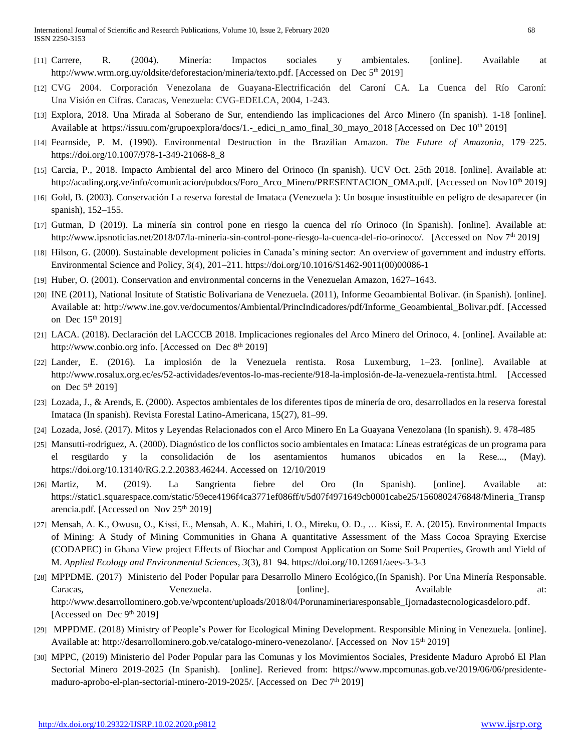[11] Carrere, R. (2004). Minería: Impactos sociales y ambientales. [online]. Available at http://www.wrm.org.uy/oldsite/deforestacion/mineria/texto.pdf. [Accessed on Dec 5th 2019]

[12] CVG 2004. Corporación Venezolana de Guayana-Electrificación del Caroní CA. La Cuenca del Río Caroní: Una Visión en Cifras. Caracas, Venezuela: CVG-EDELCA, 2004, 1-243.

[13] Explora, 2018. Una Mirada al Soberano de Sur, entendiendo las implicaciones del Arco Minero (In spanish). 1-18 [online]. Available at https://issuu.com/grupoexplora/docs/1.-_edici_n_amo_final_30_mayo_2018 [Accessed on Dec 10th 2019]

[14] Fearnside, P. M. (1990). Environmental Destruction in the Brazilian Amazon. *The Future of Amazonia*, 179–225. https://doi.org/10.1007/978-1-349-21068-8_8

[15] Carcia, P., 2018. Impacto Ambiental del arco Minero del Orinoco (In spanish). UCV Oct. 25th 2018. [online]. Available at: http://acading.org.ve/info/comunicacion/pubdocs/Foro_Arco_Minero/PRESENTACION_OMA.pdf. [Accessed on Nov10th 2019]

[16] Gold, B. (2003). Conservación La reserva forestal de Imataca (Venezuela ): Un bosque insustituible en peligro de desaparecer (in spanish), 152–155.

[17] Gutman, D (2019). La minería sin control pone en riesgo la cuenca del río Orinoco (In Spanish). [online]. Available at: http://www.ipsnoticias.net/2018/07/la-mineria-sin-control-pone-riesgo-la-cuenca-del-rio-orinoco/. [Accessed on Nov 7th 2019]

[18] Hilson, G. (2000). Sustainable development policies in Canada's mining sector: An overview of government and industry efforts. Environmental Science and Policy, 3(4), 201–211. https://doi.org/10.1016/S1462-9011(00)00086-1

[19] Huber, O. (2001). Conservation and environmental concerns in the Venezuelan Amazon, 1627–1643.

[20] INE (2011), National Insitute of Statistic Bolivariana de Venezuela. (2011), Informe Geoambiental Bolivar. (in Spanish). [online]. Available at: http://www.ine.gov.ve/documentos/Ambiental/PrincIndicadores/pdf/Informe_Geoambiental_Bolivar.pdf. [Accessed on Dec 15th 2019]

[21] LACA. (2018). Declaración del LACCCB 2018. Implicaciones regionales del Arco Minero del Orinoco, 4. [online]. Available at: http://www.conbio.org info. [Accessed on Dec 8th 2019]

[22] Lander, E. (2016). La implosión de la Venezuela rentista. Rosa Luxemburg, 1–23. [online]. Available at http://www.rosalux.org.ec/es/52-actividades/eventos-lo-mas-reciente/918-la-implosión-de-la-venezuela-rentista.html. [Accessed on Dec 5th 2019]

[23] Lozada, J., & Arends, E. (2000). Aspectos ambientales de los diferentes tipos de minería de oro, desarrollados en la reserva forestal Imataca (In spanish). Revista Forestal Latino-Americana, 15(27), 81–99.

[24] Lozada, José. (2017). Mitos y Leyendas Relacionados con el Arco Minero En La Guayana Venezolana (In spanish). 9. 478-485

[25] Mansutti-rodriguez, A. (2000). Diagnóstico de los conflictos socio ambientales en Imataca: Líneas estratégicas de un programa para el resgüardo y la consolidación de los asentamientos humanos ubicados en la Rese..., (May). https://doi.org/10.13140/RG.2.2.20383.46244. Accessed on 12/10/2019

[26] Martiz, M. (2019). La Sangrienta fiebre del Oro (In Spanish). [online]. Available at: https://static1.squarespace.com/static/59ece4196f4ca3771ef086ff/t/5d07f4971649cb0001cabe25/1560802476848/Mineria_Transparencia.pdf. [Accessed on Nov 25th 2019]

[27] Mensah, A. K., Owusu, O., Kissi, E., Mensah, A. K., Mahiri, I. O., Mireku, O. D., … Kissi, E. A. (2015). Environmental Impacts of Mining: A Study of Mining Communities in Ghana A quantitative Assessment of the Mass Cocoa Spraying Exercise (CODAPEC) in Ghana View project Effects of Biochar and Compost Application on Some Soil Properties, Growth and Yield of M. *Applied Ecology and Environmental Sciences*, *3*(3), 81–94. https://doi.org/10.12691/aees-3-3-3

[28] MPPDME. (2017) Ministerio del Poder Popular para Desarrollo Minero Ecológico,(In Spanish). Por Una Minería Responsable. Caracas, Venezuela. [online]. Available at: http://www.desarrollominero.gob.ve/wpcontent/uploads/2018/04/Porunamineriaresponsable_Ijornadastecnologicasdeloro.pdf. [Accessed on Dec 9th 2019]

[29] MPPDME. (2018) Ministry of People's Power for Ecological Mining Development. Responsible Mining in Venezuela. [online]. Available at: http://desarrollominero.gob.ve/catalogo-minero-venezolano/. [Accessed on Nov 15th 2019]

[30] MPPC, (2019) Ministerio del Poder Popular para las Comunas y los Movimientos Sociales, Presidente Maduro Aprobó El Plan Sectorial Minero 2019-2025 (In Spanish). [online]. Rerieved from: https://www.mpcomunas.gob.ve/2019/06/06/presidente-maduro-aprobo-el-plan-sectorial-minero-2019-2025/. [Accessed on Dec 7th 2019]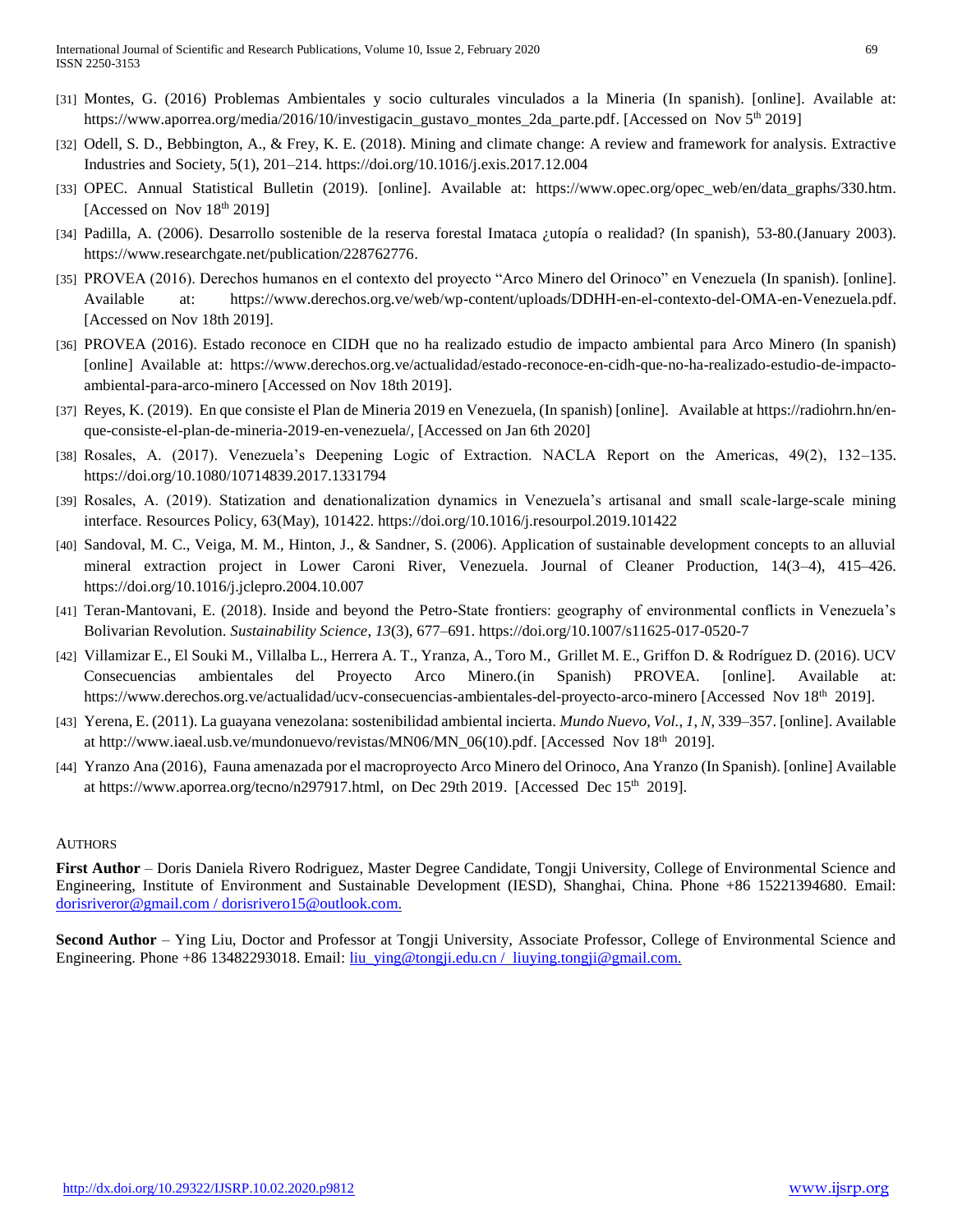[31] Montes, G. (2016) Problemas Ambientales y socio culturales vinculados a la Mineria (In spanish). [online]. Available at: https://www.aporrea.org/media/2016/10/investigacin_gustavo_montes_2da_parte.pdf. [Accessed on Nov 5th 2019]

[32] Odell, S. D., Bebbington, A., & Frey, K. E. (2018). Mining and climate change: A review and framework for analysis. Extractive Industries and Society, 5(1), 201–214. https://doi.org/10.1016/j.exis.2017.12.004

[33] OPEC. Annual Statistical Bulletin (2019). [online]. Available at: https://www.opec.org/opec_web/en/data_graphs/330.htm. [Accessed on Nov 18th 2019]

[34] Padilla, A. (2006). Desarrollo sostenible de la reserva forestal Imataca ¿utopía o realidad? (In spanish), 53-80.(January 2003). https://www.researchgate.net/publication/228762776.

[35] PROVEA (2016). Derechos humanos en el contexto del proyecto "Arco Minero del Orinoco" en Venezuela (In spanish). [online]. Available at: https://www.derechos.org.ve/web/wp-content/uploads/DDHH-en-el-contexto-del-OMA-en-Venezuela.pdf. [Accessed on Nov 18th 2019].

[36] PROVEA (2016). Estado reconoce en CIDH que no ha realizado estudio de impacto ambiental para Arco Minero (In spanish) [online] Available at: https://www.derechos.org.ve/actualidad/estado-reconoce-en-cidh-que-no-ha-realizado-estudio-de-impacto-ambiental-para-arco-minero [Accessed on Nov 18th 2019].

[37] Reyes, K. (2019). En que consiste el Plan de Mineria 2019 en Venezuela, (In spanish) [online]. Available at https://radiohrn.hn/en-que-consiste-el-plan-de-mineria-2019-en-venezuela/, [Accessed on Jan 6th 2020]

[38] Rosales, A. (2017). Venezuela's Deepening Logic of Extraction. NACLA Report on the Americas, 49(2), 132–135. https://doi.org/10.1080/10714839.2017.1331794

[39] Rosales, A. (2019). Statization and denationalization dynamics in Venezuela's artisanal and small scale-large-scale mining interface. Resources Policy, 63(May), 101422. https://doi.org/10.1016/j.resourpol.2019.101422

[40] Sandoval, M. C., Veiga, M. M., Hinton, J., & Sandner, S. (2006). Application of sustainable development concepts to an alluvial mineral extraction project in Lower Caroni River, Venezuela. Journal of Cleaner Production, 14(3–4), 415–426. https://doi.org/10.1016/j.jclepro.2004.10.007

[41] Teran-Mantovani, E. (2018). Inside and beyond the Petro-State frontiers: geography of environmental conflicts in Venezuela's Bolivarian Revolution. *Sustainability Science*, *13*(3), 677–691. https://doi.org/10.1007/s11625-017-0520-7

[42] Villamizar E., El Souki M., Villalba L., Herrera A. T., Yranza, A., Toro M., Grillet M. E., Griffon D. & Rodríguez D. (2016). UCV Consecuencias ambientales del Proyecto Arco Minero.(in Spanish) PROVEA. [online]. Available at: https://www.derechos.org.ve/actualidad/ucv-consecuencias-ambientales-del-proyecto-arco-minero [Accessed Nov 18th 2019].

[43] Yerena, E. (2011). La guayana venezolana: sostenibilidad ambiental incierta. *Mundo Nuevo*, *Vol., 1, N*, 339–357. [online]. Available at http://www.iaeal.usb.ve/mundonuevo/revistas/MN06/MN_06(10).pdf. [Accessed Nov 18th 2019].

[44] Yranzo Ana (2016), Fauna amenazada por el macroproyecto Arco Minero del Orinoco, Ana Yranzo (In Spanish). [online] Available at https://www.aporrea.org/tecno/n297917.html, on Dec 29th 2019. [Accessed Dec 15th 2019].

AUTHORS

**First Author** – Doris Daniela Rivero Rodriguez, Master Degree Candidate, Tongji University, College of Environmental Science and Engineering, Institute of Environment and Sustainable Development (IESD), Shanghai, China. Phone +86 15221394680. Email: dorisriveror@gmail.com / dorisrivero15@outlook.com.

**Second Author** – Ying Liu, Doctor and Professor at Tongji University, Associate Professor, College of Environmental Science and Engineering. Phone +86 13482293018. Email: liu_ying@tongji.edu.cn / liuying.tongji@gmail.com.